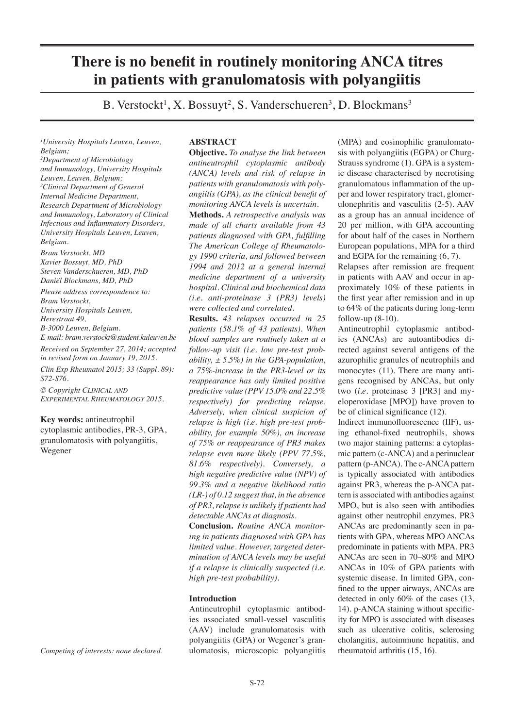# There is no benefit in routinely monitoring ANCA titres in patients with granulomatosis with polyangiitis

B. Verstockt[1], X. Bossuyt[2], S. Vanderschueren[3], D. Blockmans[3]

*[1]University Hospitals Leuven, Leuven, Belgium;*
*[2]Department of Microbiology and Immunology, University Hospitals Leuven, Leuven, Belgium;*
*[3]Clinical Department of General Internal Medicine Department, Research Department of Microbiology and Immunology, Laboratory of Clinical Infectious and Inflammatory Disorders, University Hospitals Leuven, Leuven, Belgium.*

*Bram Verstockt, MD*
*Xavier Bossuyt, MD, PhD*
*Steven Vanderschueren, MD, PhD*
*Daniël Blockmans, MD, PhD*

*Please address correspondence to:*
*Bram Verstockt,*
*University Hospitals Leuven,*
*Herestraat 49,*
*B-3000 Leuven, Belgium.*
*E-mail: bram.verstockt@student.kuleuven.be*

*Received on September 27, 2014; accepted in revised form on January 19, 2015.*

*Clin Exp Rheumatol 2015; 33 (Suppl. 89): S72-S76.*

*© Copyright Clinical and Experimental Rheumatology 2015.*

**Key words:** antineutrophil cytoplasmic antibodies, PR-3, GPA, granulomatosis with polyangiitis, Wegener

*Competing of interests: none declared.*

## ABSTRACT

**Objective.** *To analyse the link between antineutrophil cytoplasmic antibody (ANCA) levels and risk of relapse in patients with granulomatosis with polyangiitis (GPA), as the clinical benefit of monitoring ANCA levels is uncertain.*

**Methods.** *A retrospective analysis was made of all charts available from 43 patients diagnosed with GPA, fulfilling The American College of Rheumatology 1990 criteria, and followed between 1994 and 2012 at a general internal medicine department of a university hospital. Clinical and biochemical data (i.e. anti-proteinase 3 (PR3) levels) were collected and correlated.*

**Results.** *43 relapses occurred in 25 patients (58.1% of 43 patients). When blood samples are routinely taken at a follow-up visit (i.e. low pre-test probability, ± 5.5%) in the GPA-population, a 75%-increase in the PR3-level or its reappearance has only limited positive predictive value (PPV 15.0% and 22.5% respectively) for predicting relapse. Adversely, when clinical suspicion of relapse is high (i.e. high pre-test probability, for example 50%), an increase of 75% or reappearance of PR3 makes relapse even more likely (PPV 77.5%, 81.6% respectively). Conversely, a high negative predictive value (NPV) of 99.3% and a negative likelihood ratio (LR-) of 0.12 suggest that, in the absence of PR3, relapse is unlikely if patients had detectable ANCAs at diagnosis.*

**Conclusion.** *Routine ANCA monitoring in patients diagnosed with GPA has limited value. However, targeted determination of ANCA levels may be useful if a relapse is clinically suspected (i.e. high pre-test probability).*

## Introduction

Antineutrophil cytoplasmic antibodies associated small-vessel vasculitis (AAV) include granulomatosis with polyangiitis (GPA) or Wegener's granulomatosis, microscopic polyangiitis (MPA) and eosinophilic granulomatosis with polyangiitis (EGPA) or Churg-Strauss syndrome (1). GPA is a systemic disease characterised by necrotising granulomatous inflammation of the upper and lower respiratory tract, glomerulonephritis and vasculitis (2-5). AAV as a group has an annual incidence of 20 per million, with GPA accounting for about half of the cases in Northern European populations, MPA for a third and EGPA for the remaining (6, 7).

Relapses after remission are frequent in patients with AAV and occur in approximately 10% of these patients in the first year after remission and in up to 64% of the patients during long-term follow-up (8-10).

Antineutrophil cytoplasmic antibodies (ANCAs) are autoantibodies directed against several antigens of the azurophilic granules of neutrophils and monocytes (11). There are many antigens recognised by ANCAs, but only two (*i.e.* proteinase 3 [PR3] and myeloperoxidase [MPO]) have proven to be of clinical significance (12).

Indirect immunofluorescence (IIF), using ethanol-fixed neutrophils, shows two major staining patterns: a cytoplasmic pattern (c-ANCA) and a perinuclear pattern (p-ANCA). The c-ANCA pattern is typically associated with antibodies against PR3, whereas the p-ANCA pattern is associated with antibodies against MPO, but is also seen with antibodies against other neutrophil enzymes. PR3 ANCAs are predominantly seen in patients with GPA, whereas MPO ANCAs predominate in patients with MPA. PR3 ANCAs are seen in 70–80% and MPO ANCAs in 10% of GPA patients with systemic disease. In limited GPA, confined to the upper airways, ANCAs are detected in only 60% of the cases (13, 14). p-ANCA staining without specificity for MPO is associated with diseases such as ulcerative colitis, sclerosing cholangitis, autoimmune hepatitis, and rheumatoid arthritis (15, 16).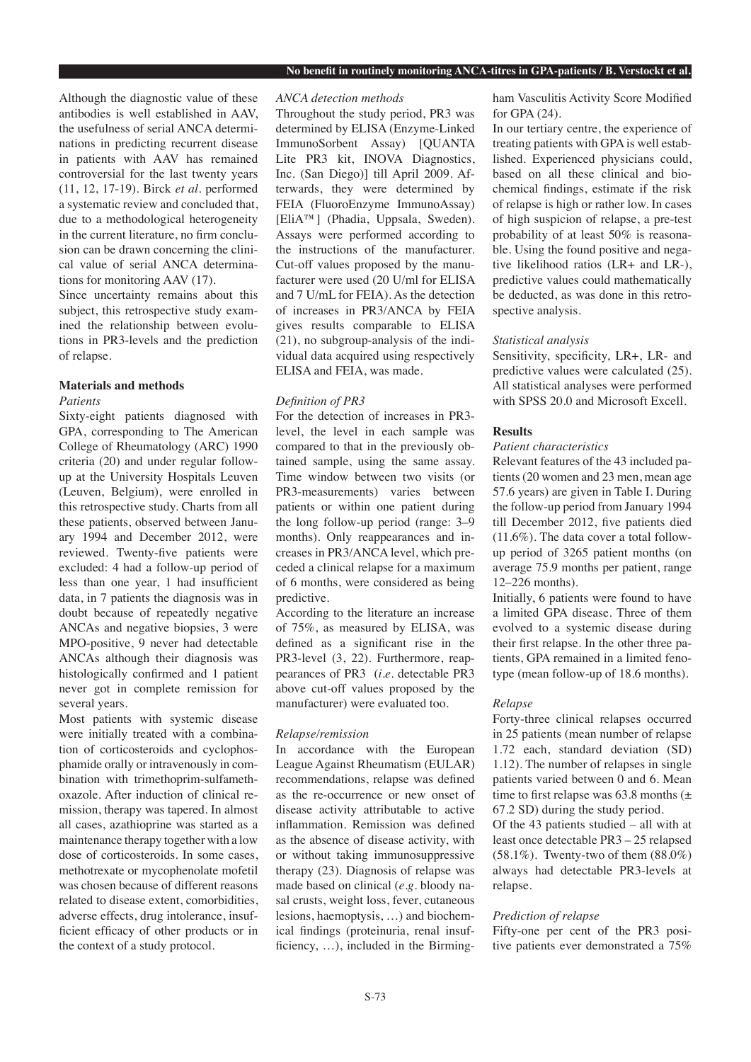Although the diagnostic value of these antibodies is well established in AAV, the usefulness of serial ANCA determinations in predicting recurrent disease in patients with AAV has remained controversial for the last twenty years (11, 12, 17-19). Birck *et al.* performed a systematic review and concluded that, due to a methodological heterogeneity in the current literature, no firm conclusion can be drawn concerning the clinical value of serial ANCA determinations for monitoring AAV (17).

Since uncertainty remains about this subject, this retrospective study examined the relationship between evolutions in PR3-levels and the prediction of relapse.

## Materials and methods

### *Patients*

Sixty-eight patients diagnosed with GPA, corresponding to The American College of Rheumatology (ARC) 1990 criteria (20) and under regular follow-up at the University Hospitals Leuven (Leuven, Belgium), were enrolled in this retrospective study. Charts from all these patients, observed between January 1994 and December 2012, were reviewed. Twenty-five patients were excluded: 4 had a follow-up period of less than one year, 1 had insufficient data, in 7 patients the diagnosis was in doubt because of repeatedly negative ANCAs and negative biopsies, 3 were MPO-positive, 9 never had detectable ANCAs although their diagnosis was histologically confirmed and 1 patient never got in complete remission for several years.

Most patients with systemic disease were initially treated with a combination of corticosteroids and cyclophosphamide orally or intravenously in combination with trimethoprim-sulfamethoxazole. After induction of clinical remission, therapy was tapered. In almost all cases, azathioprine was started as a maintenance therapy together with a low dose of corticosteroids. In some cases, methotrexate or mycophenolate mofetil was chosen because of different reasons related to disease extent, comorbidities, adverse effects, drug intolerance, insufficient efficacy of other products or in the context of a study protocol.

### *ANCA detection methods*

Throughout the study period, PR3 was determined by ELISA (Enzyme-Linked ImmunoSorbent Assay) [QUANTA Lite PR3 kit, INOVA Diagnostics, Inc. (San Diego)] till April 2009. Afterwards, they were determined by FEIA (FluoroEnzyme ImmunoAssay) [EliA™] (Phadia, Uppsala, Sweden). Assays were performed according to the instructions of the manufacturer. Cut-off values proposed by the manufacturer were used (20 U/ml for ELISA and 7 U/mL for FEIA). As the detection of increases in PR3/ANCA by FEIA gives results comparable to ELISA (21), no subgroup-analysis of the individual data acquired using respectively ELISA and FEIA, was made.

### *Definition of PR3*

For the detection of increases in PR3-level, the level in each sample was compared to that in the previously obtained sample, using the same assay. Time window between two visits (or PR3-measurements) varies between patients or within one patient during the long follow-up period (range: 3–9 months). Only reappearances and increases in PR3/ANCA level, which preceded a clinical relapse for a maximum of 6 months, were considered as being predictive.

According to the literature an increase of 75%, as measured by ELISA, was defined as a significant rise in the PR3-level (3, 22). Furthermore, reappearances of PR3 (*i.e.* detectable PR3 above cut-off values proposed by the manufacturer) were evaluated too.

### *Relapse/remission*

In accordance with the European League Against Rheumatism (EULAR) recommendations, relapse was defined as the re-occurrence or new onset of disease activity attributable to active inflammation. Remission was defined as the absence of disease activity, with or without taking immunosuppressive therapy (23). Diagnosis of relapse was made based on clinical (*e.g.* bloody nasal crusts, weight loss, fever, cutaneous lesions, haemoptysis, …) and biochemical findings (proteinuria, renal insufficiency, …), included in the Birmingham Vasculitis Activity Score Modified for GPA (24).

In our tertiary centre, the experience of treating patients with GPA is well established. Experienced physicians could, based on all these clinical and biochemical findings, estimate if the risk of relapse is high or rather low. In cases of high suspicion of relapse, a pre-test probability of at least 50% is reasonable. Using the found positive and negative likelihood ratios (LR+ and LR-), predictive values could mathematically be deducted, as was done in this retrospective analysis.

### *Statistical analysis*

Sensitivity, specificity, LR+, LR- and predictive values were calculated (25). All statistical analyses were performed with SPSS 20.0 and Microsoft Excell.

## Results

### *Patient characteristics*

Relevant features of the 43 included patients (20 women and 23 men, mean age 57.6 years) are given in Table I. During the follow-up period from January 1994 till December 2012, five patients died (11.6%). The data cover a total follow-up period of 3265 patient months (on average 75.9 months per patient, range 12–226 months).

Initially, 6 patients were found to have a limited GPA disease. Three of them evolved to a systemic disease during their first relapse. In the other three patients, GPA remained in a limited fenotype (mean follow-up of 18.6 months).

### *Relapse*

Forty-three clinical relapses occurred in 25 patients (mean number of relapse 1.72 each, standard deviation (SD) 1.12). The number of relapses in single patients varied between 0 and 6. Mean time to first relapse was 63.8 months (± 67.2 SD) during the study period.

Of the 43 patients studied – all with at least once detectable PR3 – 25 relapsed (58.1%). Twenty-two of them (88.0%) always had detectable PR3-levels at relapse.

### *Prediction of relapse*

Fifty-one per cent of the PR3 positive patients ever demonstrated a 75%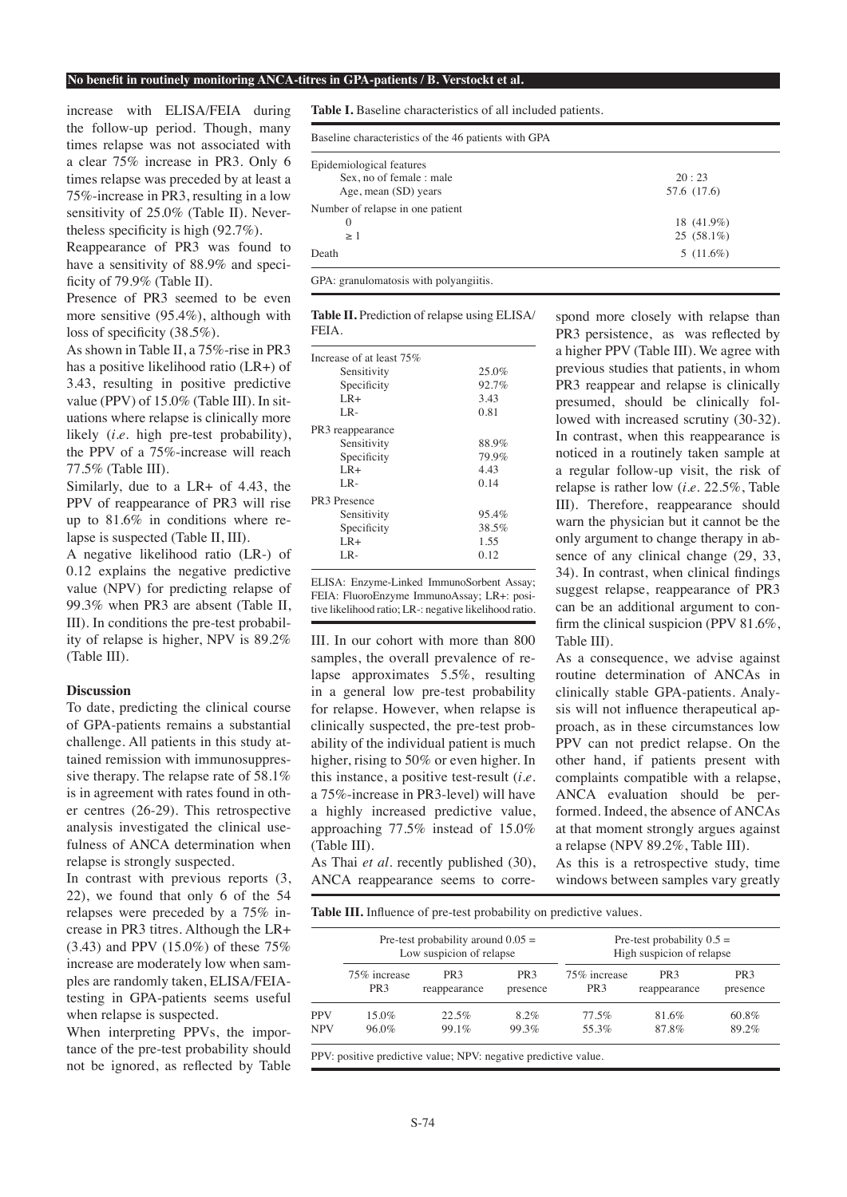increase with ELISA/FEIA during the follow-up period. Though, many times relapse was not associated with a clear 75% increase in PR3. Only 6 times relapse was preceded by at least a 75%-increase in PR3, resulting in a low sensitivity of 25.0% (Table II). Nevertheless specificity is high (92.7%).

Reappearance of PR3 was found to have a sensitivity of 88.9% and specificity of 79.9% (Table II).

Presence of PR3 seemed to be even more sensitive (95.4%), although with loss of specificity (38.5%).

As shown in Table II, a 75%-rise in PR3 has a positive likelihood ratio (LR+) of 3.43, resulting in positive predictive value (PPV) of 15.0% (Table III). In situations where relapse is clinically more likely (*i.e.* high pre-test probability), the PPV of a 75%-increase will reach 77.5% (Table III).

Similarly, due to a LR+ of 4.43, the PPV of reappearance of PR3 will rise up to 81.6% in conditions where relapse is suspected (Table II, III).

A negative likelihood ratio (LR-) of 0.12 explains the negative predictive value (NPV) for predicting relapse of 99.3% when PR3 are absent (Table II, III). In conditions the pre-test probability of relapse is higher, NPV is 89.2% (Table III).

**Table I.** Baseline characteristics of all included patients.

| Baseline characteristics of the 46 patients with GPA | |
|---|---|
| Epidemiological features | |
| Sex, no of female : male | 20 : 23 |
| Age, mean (SD) years | 57.6 (17.6) |
| Number of relapse in one patient | |
| 0 | 18 (41.9%) |
| ≥ 1 | 25 (58.1%) |
| Death | 5 (11.6%) |

GPA: granulomatosis with polyangiitis.

**Table II.** Prediction of relapse using ELISA/FEIA.

| | |
|---|---|
| Increase of at least 75% | |
| Sensitivity | 25.0% |
| Specificity | 92.7% |
| LR+ | 3.43 |
| LR- | 0.81 |
| PR3 reappearance | |
| Sensitivity | 88.9% |
| Specificity | 79.9% |
| LR+ | 4.43 |
| LR- | 0.14 |
| PR3 Presence | |
| Sensitivity | 95.4% |
| Specificity | 38.5% |
| LR+ | 1.55 |
| LR- | 0.12 |

ELISA: Enzyme-Linked ImmunoSorbent Assay; FEIA: FluoroEnzyme ImmunoAssay; LR+: positive likelihood ratio; LR-: negative likelihood ratio.

## Discussion

To date, predicting the clinical course of GPA-patients remains a substantial challenge. All patients in this study attained remission with immunosuppressive therapy. The relapse rate of 58.1% is in agreement with rates found in other centres (26-29). This retrospective analysis investigated the clinical usefulness of ANCA determination when relapse is strongly suspected.

In contrast with previous reports (3, 22), we found that only 6 of the 54 relapses were preceded by a 75% increase in PR3 titres. Although the LR+ (3.43) and PPV (15.0%) of these 75% increase are moderately low when samples are randomly taken, ELISA/FEIA-testing in GPA-patients seems useful when relapse is suspected.

When interpreting PPVs, the importance of the pre-test probability should not be ignored, as reflected by Table III. In our cohort with more than 800 samples, the overall prevalence of relapse approximates 5.5%, resulting in a general low pre-test probability for relapse. However, when relapse is clinically suspected, the pre-test probability of the individual patient is much higher, rising to 50% or even higher. In this instance, a positive test-result (*i.e.* a 75%-increase in PR3-level) will have a highly increased predictive value, approaching 77.5% instead of 15.0% (Table III).

As Thai *et al.* recently published (30), ANCA reappearance seems to correspond more closely with relapse than PR3 persistence, as was reflected by a higher PPV (Table III). We agree with previous studies that patients, in whom PR3 reappear and relapse is clinically presumed, should be clinically followed with increased scrutiny (30-32). In contrast, when this reappearance is noticed in a routinely taken sample at a regular follow-up visit, the risk of relapse is rather low (*i.e.* 22.5%, Table III). Therefore, reappearance should warn the physician but it cannot be the only argument to change therapy in absence of any clinical change (29, 33, 34). In contrast, when clinical findings suggest relapse, reappearance of PR3 can be an additional argument to confirm the clinical suspicion (PPV 81.6%, Table III).

As a consequence, we advise against routine determination of ANCAs in clinically stable GPA-patients. Analysis will not influence therapeutical approach, as in these circumstances low PPV can not predict relapse. On the other hand, if patients present with complaints compatible with a relapse, ANCA evaluation should be performed. Indeed, the absence of ANCAs at that moment strongly argues against a relapse (NPV 89.2%, Table III).

As this is a retrospective study, time windows between samples vary greatly

**Table III.** Influence of pre-test probability on predictive values.

| | Pre-test probability around 0.05 = Low suspicion of relapse | | | Pre-test probability 0.5 = High suspicion of relapse | | |
|---|---|---|---|---|---|---|
| | 75% increase PR3 | PR3 reappearance | PR3 presence | 75% increase PR3 | PR3 reappearance | PR3 presence |
| PPV | 15.0% | 22.5% | 8.2% | 77.5% | 81.6% | 60.8% |
| NPV | 96.0% | 99.1% | 99.3% | 55.3% | 87.8% | 89.2% |

PPV: positive predictive value; NPV: negative predictive value.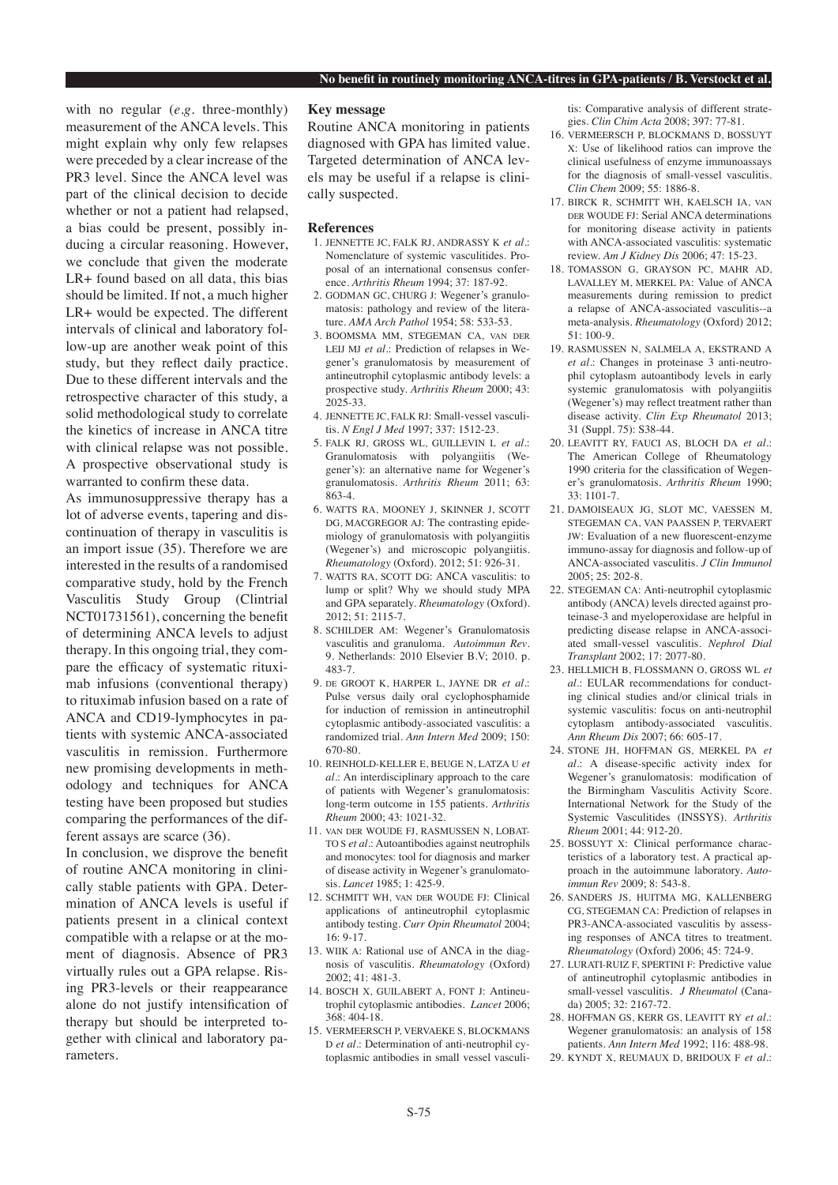with no regular (*e.g.* three-monthly) measurement of the ANCA levels. This might explain why only few relapses were preceded by a clear increase of the PR3 level. Since the ANCA level was part of the clinical decision to decide whether or not a patient had relapsed, a bias could be present, possibly inducing a circular reasoning. However, we conclude that given the moderate LR+ found based on all data, this bias should be limited. If not, a much higher LR+ would be expected. The different intervals of clinical and laboratory follow-up are another weak point of this study, but they reflect daily practice. Due to these different intervals and the retrospective character of this study, a solid methodological study to correlate the kinetics of increase in ANCA titre with clinical relapse was not possible. A prospective observational study is warranted to confirm these data.

As immunosuppressive therapy has a lot of adverse events, tapering and discontinuation of therapy in vasculitis is an import issue (35). Therefore we are interested in the results of a randomised comparative study, hold by the French Vasculitis Study Group (Clintrial NCT01731561), concerning the benefit of determining ANCA levels to adjust therapy. In this ongoing trial, they compare the efficacy of systematic rituximab infusions (conventional therapy) to rituximab infusion based on a rate of ANCA and CD19-lymphocytes in patients with systemic ANCA-associated vasculitis in remission. Furthermore new promising developments in methodology and techniques for ANCA testing have been proposed but studies comparing the performances of the different assays are scarce (36).

In conclusion, we disprove the benefit of routine ANCA monitoring in clinically stable patients with GPA. Determination of ANCA levels is useful if patients present in a clinical context compatible with a relapse or at the moment of diagnosis. Absence of PR3 virtually rules out a GPA relapse. Rising PR3-levels or their reappearance alone do not justify intensification of therapy but should be interpreted together with clinical and laboratory parameters.

**Key message**

Routine ANCA monitoring in patients diagnosed with GPA has limited value. Targeted determination of ANCA levels may be useful if a relapse is clinically suspected.

## References

1. JENNETTE JC, FALK RJ, ANDRASSY K *et al.*: Nomenclature of systemic vasculitides. Proposal of an international consensus conference. *Arthritis Rheum* 1994; 37: 187-92.
2. GODMAN GC, CHURG J: Wegener's granulomatosis: pathology and review of the literature. *AMA Arch Pathol* 1954; 58: 533-53.
3. BOOMSMA MM, STEGEMAN CA, VAN DER LEIJ MJ *et al.*: Prediction of relapses in Wegener's granulomatosis by measurement of antineutrophil cytoplasmic antibody levels: a prospective study. *Arthritis Rheum* 2000; 43: 2025-33.
4. JENNETTE JC, FALK RJ: Small-vessel vasculitis. *N Engl J Med* 1997; 337: 1512-23.
5. FALK RJ, GROSS WL, GUILLEVIN L *et al.*: Granulomatosis with polyangiitis (Wegener's): an alternative name for Wegener's granulomatosis. *Arthritis Rheum* 2011; 63: 863-4.
6. WATTS RA, MOONEY J, SKINNER J, SCOTT DG, MACGREGOR AJ: The contrasting epidemiology of granulomatosis with polyangiitis (Wegener's) and microscopic polyangiitis. *Rheumatology* (Oxford). 2012; 51: 926-31.
7. WATTS RA, SCOTT DG: ANCA vasculitis: to lump or split? Why we should study MPA and GPA separately. *Rheumatology* (Oxford). 2012; 51: 2115-7.
8. SCHILDER AM: Wegener's Granulomatosis vasculitis and granuloma. *Autoimmun Rev*. 9. Netherlands: 2010 Elsevier B.V; 2010. p. 483-7.
9. DE GROOT K, HARPER L, JAYNE DR *et al.*: Pulse versus daily oral cyclophosphamide for induction of remission in antineutrophil cytoplasmic antibody-associated vasculitis: a randomized trial. *Ann Intern Med* 2009; 150: 670-80.
10. REINHOLD-KELLER E, BEUGE N, LATZA U *et al.*: An interdisciplinary approach to the care of patients with Wegener's granulomatosis: long-term outcome in 155 patients. *Arthritis Rheum* 2000; 43: 1021-32.
11. VAN DER WOUDE FJ, RASMUSSEN N, LOBATTO S *et al.*: Autoantibodies against neutrophils and monocytes: tool for diagnosis and marker of disease activity in Wegener's granulomatosis. *Lancet* 1985; 1: 425-9.
12. SCHMITT WH, VAN DER WOUDE FJ: Clinical applications of antineutrophil cytoplasmic antibody testing. *Curr Opin Rheumatol* 2004; 16: 9-17.
13. WIIK A: Rational use of ANCA in the diagnosis of vasculitis. *Rheumatology* (Oxford) 2002; 41: 481-3.
14. BOSCH X, GUILABERT A, FONT J: Antineutrophil cytoplasmic antibodies. *Lancet* 2006; 368: 404-18.
15. VERMEERSCH P, VERVAEKE S, BLOCKMANS D *et al.*: Determination of anti-neutrophil cytoplasmic antibodies in small vessel vasculitis: Comparative analysis of different strategies. *Clin Chim Acta* 2008; 397: 77-81.
16. VERMEERSCH P, BLOCKMANS D, BOSSUYT X: Use of likelihood ratios can improve the clinical usefulness of enzyme immunoassays for the diagnosis of small-vessel vasculitis. *Clin Chem* 2009; 55: 1886-8.
17. BIRCK R, SCHMITT WH, KAELSCH IA, VAN DER WOUDE FJ: Serial ANCA determinations for monitoring disease activity in patients with ANCA-associated vasculitis: systematic review. *Am J Kidney Dis* 2006; 47: 15-23.
18. TOMASSON G, GRAYSON PC, MAHR AD, LAVALLEY M, MERKEL PA: Value of ANCA measurements during remission to predict a relapse of ANCA-associated vasculitis--a meta-analysis. *Rheumatology* (Oxford) 2012; 51: 100-9.
19. RASMUSSEN N, SALMELA A, EKSTRAND A *et al.*: Changes in proteinase 3 anti-neutrophil cytoplasm autoantibody levels in early systemic granulomatosis with polyangiitis (Wegener's) may reflect treatment rather than disease activity. *Clin Exp Rheumatol* 2013; 31 (Suppl. 75): S38-44.
20. LEAVITT RY, FAUCI AS, BLOCH DA *et al.*: The American College of Rheumatology 1990 criteria for the classification of Wegener's granulomatosis. *Arthritis Rheum* 1990; 33: 1101-7.
21. DAMOISEAUX JG, SLOT MC, VAESSEN M, STEGEMAN CA, VAN PAASSEN P, TERVAERT JW: Evaluation of a new fluorescent-enzyme immuno-assay for diagnosis and follow-up of ANCA-associated vasculitis. *J Clin Immunol* 2005; 25: 202-8.
22. STEGEMAN CA: Anti-neutrophil cytoplasmic antibody (ANCA) levels directed against proteinase-3 and myeloperoxidase are helpful in predicting disease relapse in ANCA-associated small-vessel vasculitis. *Nephrol Dial Transplant* 2002; 17: 2077-80.
23. HELLMICH B, FLOSSMANN O, GROSS WL *et al.*: EULAR recommendations for conducting clinical studies and/or clinical trials in systemic vasculitis: focus on anti-neutrophil cytoplasm antibody-associated vasculitis. *Ann Rheum Dis* 2007; 66: 605-17.
24. STONE JH, HOFFMAN GS, MERKEL PA *et al.*: A disease-specific activity index for Wegener's granulomatosis: modification of the Birmingham Vasculitis Activity Score. International Network for the Study of the Systemic Vasculitides (INSSYS). *Arthritis Rheum* 2001; 44: 912-20.
25. BOSSUYT X: Clinical performance characteristics of a laboratory test. A practical approach in the autoimmune laboratory. *Autoimmun Rev* 2009; 8: 543-8.
26. SANDERS JS, HUITMA MG, KALLENBERG CG, STEGEMAN CA: Prediction of relapses in PR3-ANCA-associated vasculitis by assessing responses of ANCA titres to treatment. *Rheumatology* (Oxford) 2006; 45: 724-9.
27. LURATI-RUIZ F, SPERTINI F: Predictive value of antineutrophil cytoplasmic antibodies in small-vessel vasculitis. *J Rheumatol* (Canada) 2005; 32: 2167-72.
28. HOFFMAN GS, KERR GS, LEAVITT RY *et al.*: Wegener granulomatosis: an analysis of 158 patients. *Ann Intern Med* 1992; 116: 488-98.
29. KYNDT X, REUMAUX D, BRIDOUX F *et al.*: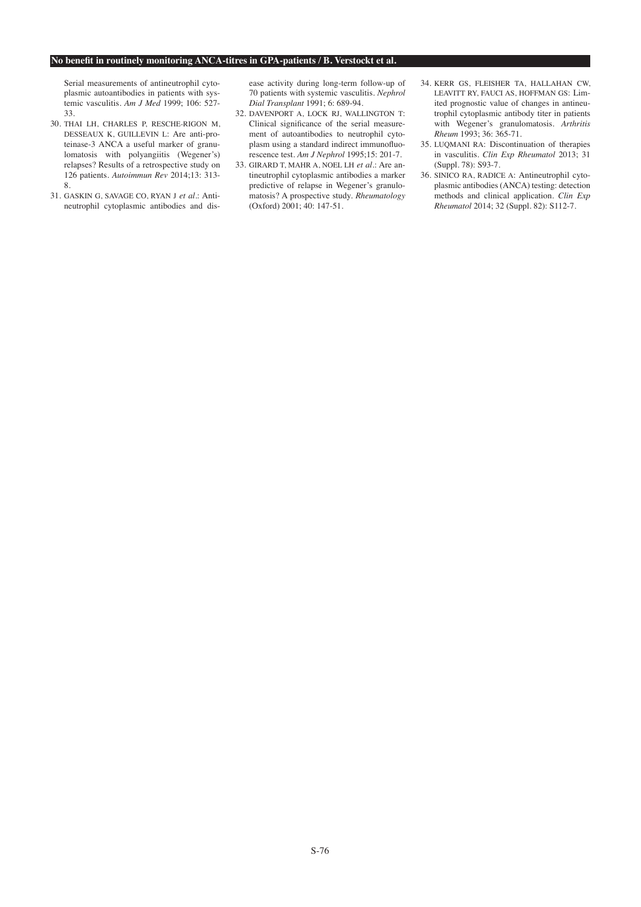Serial measurements of antineutrophil cytoplasmic autoantibodies in patients with systemic vasculitis. *Am J Med* 1999; 106: 527-33.

30. THAI LH, CHARLES P, RESCHE-RIGON M, DESSEAUX K, GUILLEVIN L: Are anti-proteinase-3 ANCA a useful marker of granulomatosis with polyangiitis (Wegener's) relapses? Results of a retrospective study on 126 patients. *Autoimmun Rev* 2014;13: 313-8.
31. GASKIN G, SAVAGE CO, RYAN J *et al.*: Anti-neutrophil cytoplasmic antibodies and disease activity during long-term follow-up of 70 patients with systemic vasculitis. *Nephrol Dial Transplant* 1991; 6: 689-94.
32. DAVENPORT A, LOCK RJ, WALLINGTON T: Clinical significance of the serial measurement of autoantibodies to neutrophil cytoplasm using a standard indirect immunofluorescence test. *Am J Nephrol* 1995;15: 201-7.
33. GIRARD T, MAHR A, NOEL LH *et al.*: Are antineutrophil cytoplasmic antibodies a marker predictive of relapse in Wegener's granulomatosis? A prospective study. *Rheumatology* (Oxford) 2001; 40: 147-51.
34. KERR GS, FLEISHER TA, HALLAHAN CW, LEAVITT RY, FAUCI AS, HOFFMAN GS: Limited prognostic value of changes in antineutrophil cytoplasmic antibody titer in patients with Wegener's granulomatosis. *Arthritis Rheum* 1993; 36: 365-71.
35. LUQMANI RA: Discontinuation of therapies in vasculitis. *Clin Exp Rheumatol* 2013; 31 (Suppl. 78): S93-7.
36. SINICO RA, RADICE A: Antineutrophil cytoplasmic antibodies (ANCA) testing: detection methods and clinical application. *Clin Exp Rheumatol* 2014; 32 (Suppl. 82): S112-7.